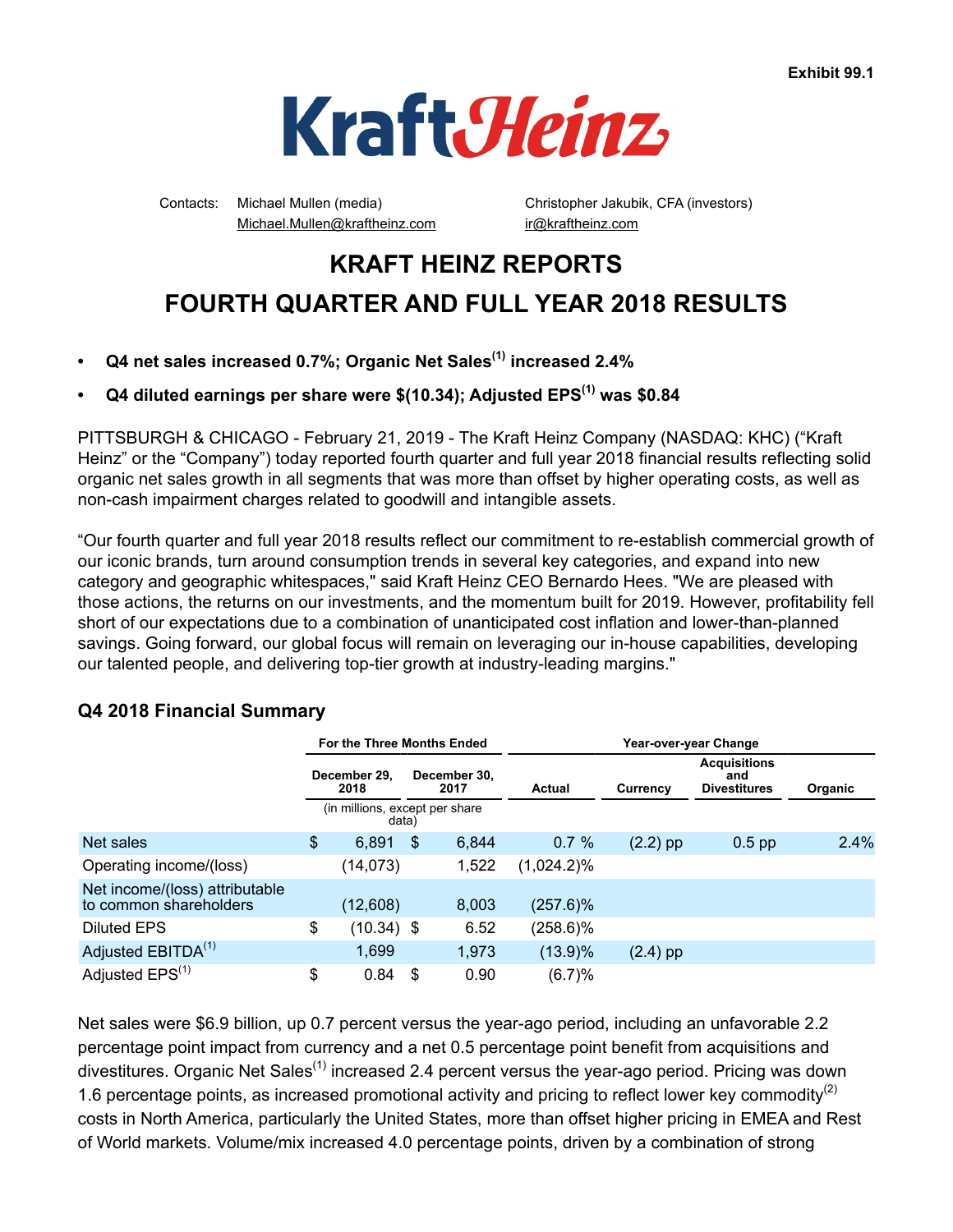Exhibit 99.1

Contacts: Michael Mullen (media)
Michael.Mullen@kraftheinz.com

Christopher Jakubik, CFA (investors)
ir@kraftheinz.com

# KRAFT HEINZ REPORTS FOURTH QUARTER AND FULL YEAR 2018 RESULTS

- **Q4 net sales increased 0.7%; Organic Net Sales[(1)] increased 2.4%**
- **Q4 diluted earnings per share were $(10.34); Adjusted EPS[(1)] was $0.84**

PITTSBURGH & CHICAGO - February 21, 2019 - The Kraft Heinz Company (NASDAQ: KHC) ("Kraft Heinz" or the "Company") today reported fourth quarter and full year 2018 financial results reflecting solid organic net sales growth in all segments that was more than offset by higher operating costs, as well as non-cash impairment charges related to goodwill and intangible assets.

"Our fourth quarter and full year 2018 results reflect our commitment to re-establish commercial growth of our iconic brands, turn around consumption trends in several key categories, and expand into new category and geographic whitespaces," said Kraft Heinz CEO Bernardo Hees. "We are pleased with those actions, the returns on our investments, and the momentum built for 2019. However, profitability fell short of our expectations due to a combination of unanticipated cost inflation and lower-than-planned savings. Going forward, our global focus will remain on leveraging our in-house capabilities, developing our talented people, and delivering top-tier growth at industry-leading margins."

## Q4 2018 Financial Summary

| | For the Three Months Ended | | Year-over-year Change | | | |
|---|---|---|---|---|---|---|
| | December 29, 2018 | December 30, 2017 | Actual | Currency | Acquisitions and Divestitures | Organic |
| | (in millions, except per share data) | | | | | |
| Net sales | $ 6,891 | $ 6,844 | 0.7 % | (2.2) pp | 0.5 pp | 2.4% |
| Operating income/(loss) | (14,073) | 1,522 | (1,024.2)% | | | |
| Net income/(loss) attributable to common shareholders | (12,608) | 8,003 | (257.6)% | | | |
| Diluted EPS | $ (10.34) | $ 6.52 | (258.6)% | | | |
| Adjusted EBITDA[(1)] | 1,699 | 1,973 | (13.9)% | (2.4) pp | | |
| Adjusted EPS[(1)] | $ 0.84 | $ 0.90 | (6.7)% | | | |

Net sales were $6.9 billion, up 0.7 percent versus the year-ago period, including an unfavorable 2.2 percentage point impact from currency and a net 0.5 percentage point benefit from acquisitions and divestitures. Organic Net Sales[(1)] increased 2.4 percent versus the year-ago period. Pricing was down 1.6 percentage points, as increased promotional activity and pricing to reflect lower key commodity[(2)] costs in North America, particularly the United States, more than offset higher pricing in EMEA and Rest of World markets. Volume/mix increased 4.0 percentage points, driven by a combination of strong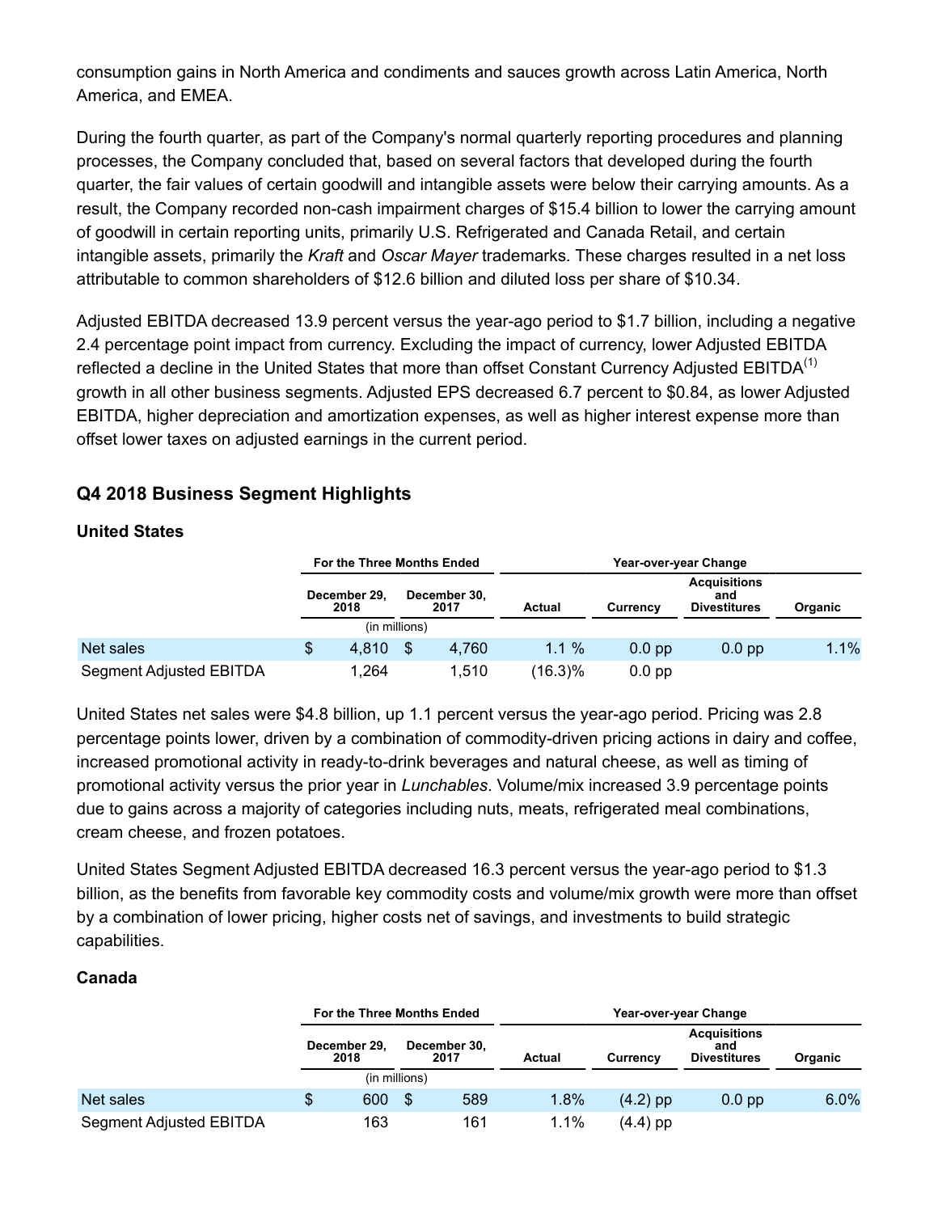consumption gains in North America and condiments and sauces growth across Latin America, North America, and EMEA.

During the fourth quarter, as part of the Company's normal quarterly reporting procedures and planning processes, the Company concluded that, based on several factors that developed during the fourth quarter, the fair values of certain goodwill and intangible assets were below their carrying amounts. As a result, the Company recorded non-cash impairment charges of $15.4 billion to lower the carrying amount of goodwill in certain reporting units, primarily U.S. Refrigerated and Canada Retail, and certain intangible assets, primarily the *Kraft* and *Oscar Mayer* trademarks. These charges resulted in a net loss attributable to common shareholders of $12.6 billion and diluted loss per share of $10.34.

Adjusted EBITDA decreased 13.9 percent versus the year-ago period to $1.7 billion, including a negative 2.4 percentage point impact from currency. Excluding the impact of currency, lower Adjusted EBITDA reflected a decline in the United States that more than offset Constant Currency Adjusted EBITDA[1] growth in all other business segments. Adjusted EPS decreased 6.7 percent to $0.84, as lower Adjusted EBITDA, higher depreciation and amortization expenses, as well as higher interest expense more than offset lower taxes on adjusted earnings in the current period.

## Q4 2018 Business Segment Highlights

### United States

| | For the Three Months Ended | | Year-over-year Change | | | |
|---|---|---|---|---|---|---|
| | December 29, 2018 | December 30, 2017 | Actual | Currency | Acquisitions and Divestitures | Organic |
| | (in millions) | | | | | |
| Net sales | $ 4,810 | $ 4,760 | 1.1 % | 0.0 pp | 0.0 pp | 1.1% |
| Segment Adjusted EBITDA | 1,264 | 1,510 | (16.3)% | 0.0 pp | | |

United States net sales were $4.8 billion, up 1.1 percent versus the year-ago period. Pricing was 2.8 percentage points lower, driven by a combination of commodity-driven pricing actions in dairy and coffee, increased promotional activity in ready-to-drink beverages and natural cheese, as well as timing of promotional activity versus the prior year in *Lunchables*. Volume/mix increased 3.9 percentage points due to gains across a majority of categories including nuts, meats, refrigerated meal combinations, cream cheese, and frozen potatoes.

United States Segment Adjusted EBITDA decreased 16.3 percent versus the year-ago period to $1.3 billion, as the benefits from favorable key commodity costs and volume/mix growth were more than offset by a combination of lower pricing, higher costs net of savings, and investments to build strategic capabilities.

### Canada

| | For the Three Months Ended | | Year-over-year Change | | | |
|---|---|---|---|---|---|---|
| | December 29, 2018 | December 30, 2017 | Actual | Currency | Acquisitions and Divestitures | Organic |
| | (in millions) | | | | | |
| Net sales | $ 600 | $ 589 | 1.8% | (4.2) pp | 0.0 pp | 6.0% |
| Segment Adjusted EBITDA | 163 | 161 | 1.1% | (4.4) pp | | |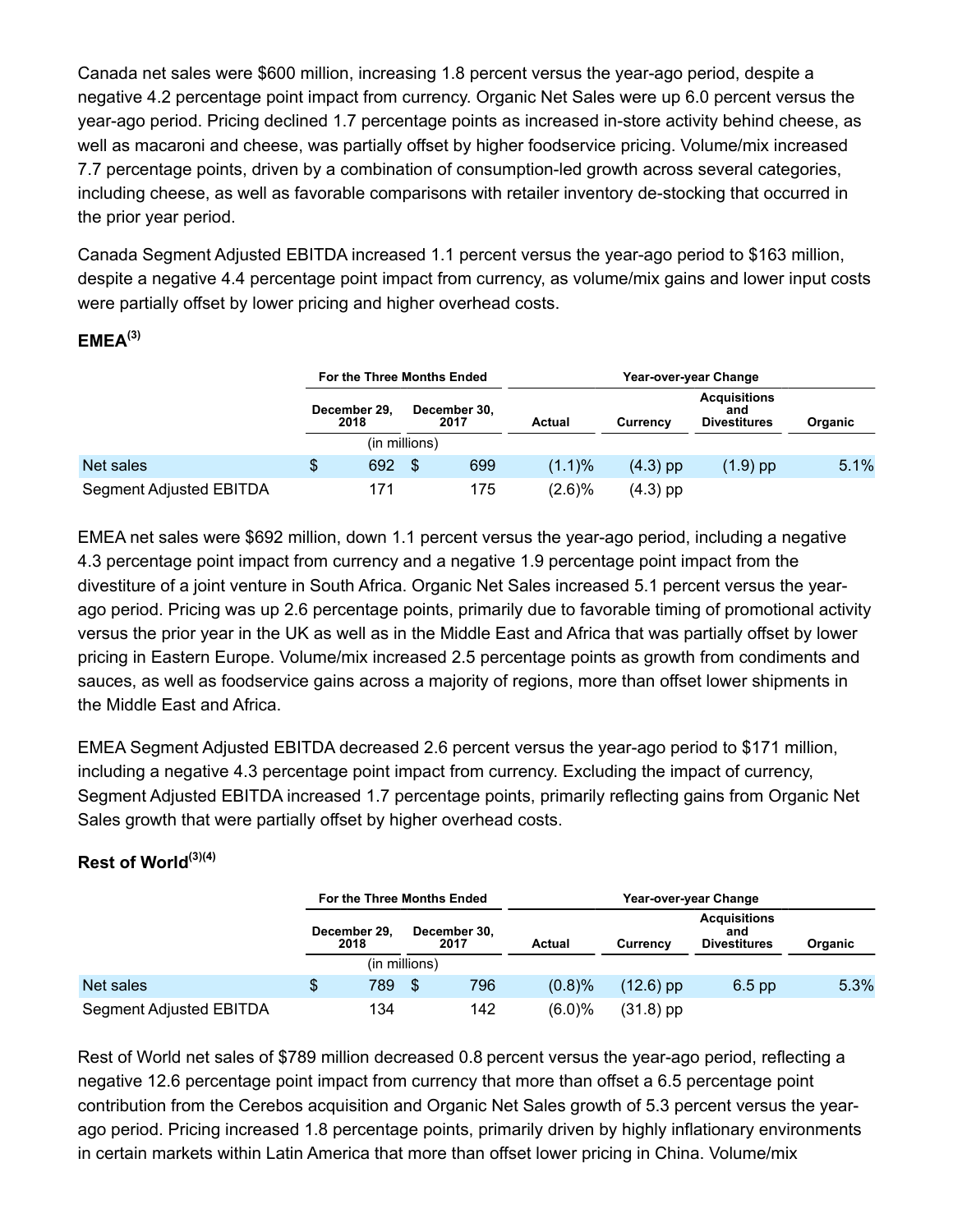Canada net sales were $600 million, increasing 1.8 percent versus the year-ago period, despite a negative 4.2 percentage point impact from currency. Organic Net Sales were up 6.0 percent versus the year-ago period. Pricing declined 1.7 percentage points as increased in-store activity behind cheese, as well as macaroni and cheese, was partially offset by higher foodservice pricing. Volume/mix increased 7.7 percentage points, driven by a combination of consumption-led growth across several categories, including cheese, as well as favorable comparisons with retailer inventory de-stocking that occurred in the prior year period.

Canada Segment Adjusted EBITDA increased 1.1 percent versus the year-ago period to $163 million, despite a negative 4.4 percentage point impact from currency, as volume/mix gains and lower input costs were partially offset by lower pricing and higher overhead costs.

### EMEA[3]

| | For the Three Months Ended | | Year-over-year Change | | | |
|---|---|---|---|---|---|---|
| | December 29, 2018 | December 30, 2017 | Actual | Currency | Acquisitions and Divestitures | Organic |
| | (in millions) | | | | | |
| Net sales | $ 692 | $ 699 | (1.1)% | (4.3) pp | (1.9) pp | 5.1% |
| Segment Adjusted EBITDA | 171 | 175 | (2.6)% | (4.3) pp | | |

EMEA net sales were $692 million, down 1.1 percent versus the year-ago period, including a negative 4.3 percentage point impact from currency and a negative 1.9 percentage point impact from the divestiture of a joint venture in South Africa. Organic Net Sales increased 5.1 percent versus the year-ago period. Pricing was up 2.6 percentage points, primarily due to favorable timing of promotional activity versus the prior year in the UK as well as in the Middle East and Africa that was partially offset by lower pricing in Eastern Europe. Volume/mix increased 2.5 percentage points as growth from condiments and sauces, as well as foodservice gains across a majority of regions, more than offset lower shipments in the Middle East and Africa.

EMEA Segment Adjusted EBITDA decreased 2.6 percent versus the year-ago period to $171 million, including a negative 4.3 percentage point impact from currency. Excluding the impact of currency, Segment Adjusted EBITDA increased 1.7 percentage points, primarily reflecting gains from Organic Net Sales growth that were partially offset by higher overhead costs.

### Rest of World[3][4]

| | For the Three Months Ended | | Year-over-year Change | | | |
|---|---|---|---|---|---|---|
| | December 29, 2018 | December 30, 2017 | Actual | Currency | Acquisitions and Divestitures | Organic |
| | (in millions) | | | | | |
| Net sales | $ 789 | $ 796 | (0.8)% | (12.6) pp | 6.5 pp | 5.3% |
| Segment Adjusted EBITDA | 134 | 142 | (6.0)% | (31.8) pp | | |

Rest of World net sales of $789 million decreased 0.8 percent versus the year-ago period, reflecting a negative 12.6 percentage point impact from currency that more than offset a 6.5 percentage point contribution from the Cerebos acquisition and Organic Net Sales growth of 5.3 percent versus the year-ago period. Pricing increased 1.8 percentage points, primarily driven by highly inflationary environments in certain markets within Latin America that more than offset lower pricing in China. Volume/mix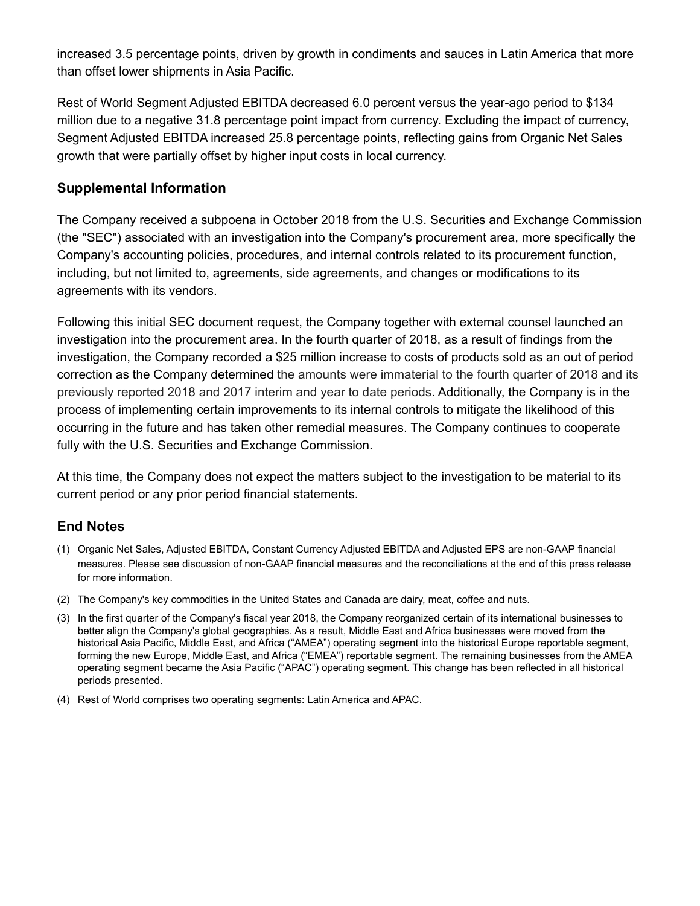increased 3.5 percentage points, driven by growth in condiments and sauces in Latin America that more than offset lower shipments in Asia Pacific.

Rest of World Segment Adjusted EBITDA decreased 6.0 percent versus the year-ago period to $134 million due to a negative 31.8 percentage point impact from currency. Excluding the impact of currency, Segment Adjusted EBITDA increased 25.8 percentage points, reflecting gains from Organic Net Sales growth that were partially offset by higher input costs in local currency.

## Supplemental Information

The Company received a subpoena in October 2018 from the U.S. Securities and Exchange Commission (the "SEC") associated with an investigation into the Company's procurement area, more specifically the Company's accounting policies, procedures, and internal controls related to its procurement function, including, but not limited to, agreements, side agreements, and changes or modifications to its agreements with its vendors.

Following this initial SEC document request, the Company together with external counsel launched an investigation into the procurement area. In the fourth quarter of 2018, as a result of findings from the investigation, the Company recorded a $25 million increase to costs of products sold as an out of period correction as the Company determined the amounts were immaterial to the fourth quarter of 2018 and its previously reported 2018 and 2017 interim and year to date periods. Additionally, the Company is in the process of implementing certain improvements to its internal controls to mitigate the likelihood of this occurring in the future and has taken other remedial measures. The Company continues to cooperate fully with the U.S. Securities and Exchange Commission.

At this time, the Company does not expect the matters subject to the investigation to be material to its current period or any prior period financial statements.

## End Notes

(1) Organic Net Sales, Adjusted EBITDA, Constant Currency Adjusted EBITDA and Adjusted EPS are non-GAAP financial measures. Please see discussion of non-GAAP financial measures and the reconciliations at the end of this press release for more information.

(2) The Company's key commodities in the United States and Canada are dairy, meat, coffee and nuts.

(3) In the first quarter of the Company's fiscal year 2018, the Company reorganized certain of its international businesses to better align the Company's global geographies. As a result, Middle East and Africa businesses were moved from the historical Asia Pacific, Middle East, and Africa ("AMEA") operating segment into the historical Europe reportable segment, forming the new Europe, Middle East, and Africa ("EMEA") reportable segment. The remaining businesses from the AMEA operating segment became the Asia Pacific ("APAC") operating segment. This change has been reflected in all historical periods presented.

(4) Rest of World comprises two operating segments: Latin America and APAC.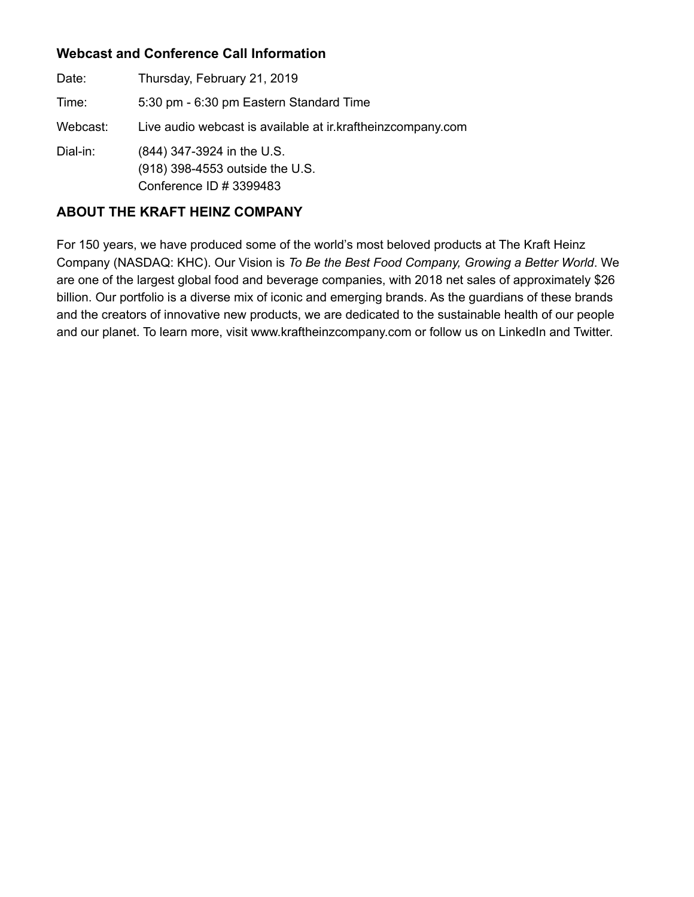### Webcast and Conference Call Information

| | |
|---|---|
| Date: | Thursday, February 21, 2019 |
| Time: | 5:30 pm - 6:30 pm Eastern Standard Time |
| Webcast: | Live audio webcast is available at ir.kraftheinzcompany.com |
| Dial-in: | (844) 347-3924 in the U.S.<br>(918) 398-4553 outside the U.S.<br>Conference ID # 3399483 |

## ABOUT THE KRAFT HEINZ COMPANY

For 150 years, we have produced some of the world's most beloved products at The Kraft Heinz Company (NASDAQ: KHC). Our Vision is *To Be the Best Food Company, Growing a Better World*. We are one of the largest global food and beverage companies, with 2018 net sales of approximately $26 billion. Our portfolio is a diverse mix of iconic and emerging brands. As the guardians of these brands and the creators of innovative new products, we are dedicated to the sustainable health of our people and our planet. To learn more, visit www.kraftheinzcompany.com or follow us on LinkedIn and Twitter.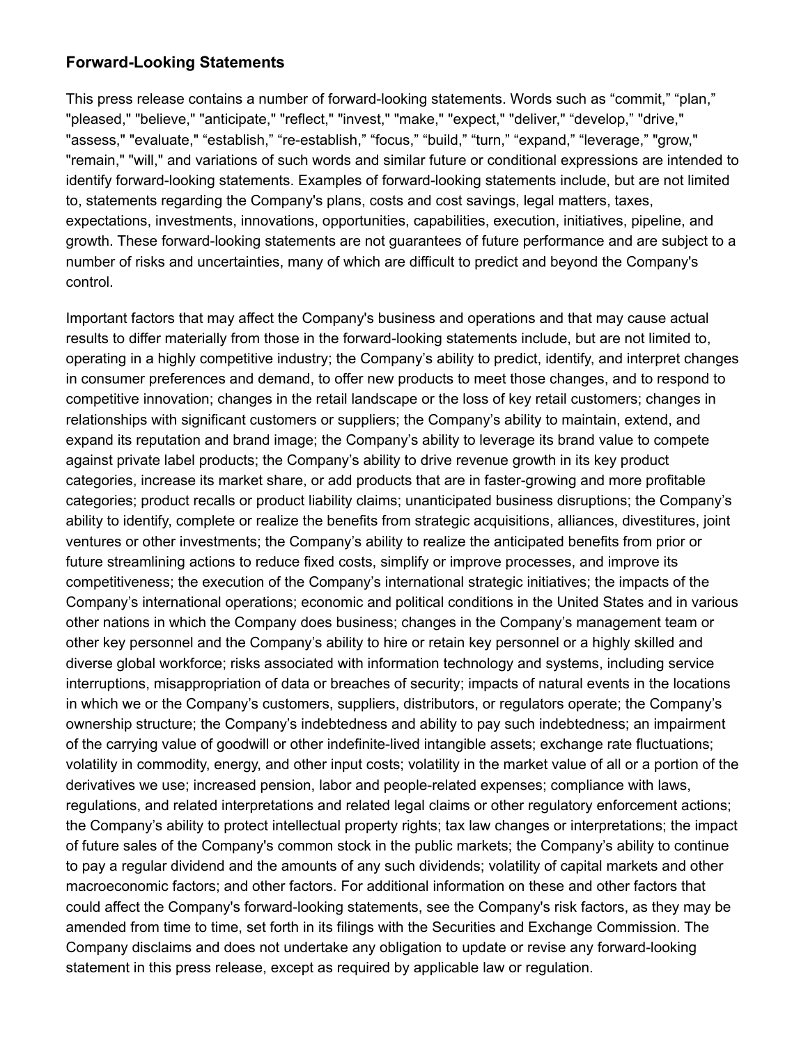## Forward-Looking Statements

This press release contains a number of forward-looking statements. Words such as “commit,” “plan,” "pleased," "believe," "anticipate," "reflect," "invest," "make," "expect," "deliver," “develop,” "drive," "assess," "evaluate," “establish,” “re-establish,” “focus,” “build,” “turn,” “expand,” “leverage,” "grow," "remain," "will," and variations of such words and similar future or conditional expressions are intended to identify forward-looking statements. Examples of forward-looking statements include, but are not limited to, statements regarding the Company's plans, costs and cost savings, legal matters, taxes, expectations, investments, innovations, opportunities, capabilities, execution, initiatives, pipeline, and growth. These forward-looking statements are not guarantees of future performance and are subject to a number of risks and uncertainties, many of which are difficult to predict and beyond the Company's control.

Important factors that may affect the Company's business and operations and that may cause actual results to differ materially from those in the forward-looking statements include, but are not limited to, operating in a highly competitive industry; the Company’s ability to predict, identify, and interpret changes in consumer preferences and demand, to offer new products to meet those changes, and to respond to competitive innovation; changes in the retail landscape or the loss of key retail customers; changes in relationships with significant customers or suppliers; the Company’s ability to maintain, extend, and expand its reputation and brand image; the Company’s ability to leverage its brand value to compete against private label products; the Company’s ability to drive revenue growth in its key product categories, increase its market share, or add products that are in faster-growing and more profitable categories; product recalls or product liability claims; unanticipated business disruptions; the Company’s ability to identify, complete or realize the benefits from strategic acquisitions, alliances, divestitures, joint ventures or other investments; the Company’s ability to realize the anticipated benefits from prior or future streamlining actions to reduce fixed costs, simplify or improve processes, and improve its competitiveness; the execution of the Company’s international strategic initiatives; the impacts of the Company’s international operations; economic and political conditions in the United States and in various other nations in which the Company does business; changes in the Company’s management team or other key personnel and the Company’s ability to hire or retain key personnel or a highly skilled and diverse global workforce; risks associated with information technology and systems, including service interruptions, misappropriation of data or breaches of security; impacts of natural events in the locations in which we or the Company’s customers, suppliers, distributors, or regulators operate; the Company’s ownership structure; the Company’s indebtedness and ability to pay such indebtedness; an impairment of the carrying value of goodwill or other indefinite-lived intangible assets; exchange rate fluctuations; volatility in commodity, energy, and other input costs; volatility in the market value of all or a portion of the derivatives we use; increased pension, labor and people-related expenses; compliance with laws, regulations, and related interpretations and related legal claims or other regulatory enforcement actions; the Company’s ability to protect intellectual property rights; tax law changes or interpretations; the impact of future sales of the Company's common stock in the public markets; the Company’s ability to continue to pay a regular dividend and the amounts of any such dividends; volatility of capital markets and other macroeconomic factors; and other factors. For additional information on these and other factors that could affect the Company's forward-looking statements, see the Company's risk factors, as they may be amended from time to time, set forth in its filings with the Securities and Exchange Commission. The Company disclaims and does not undertake any obligation to update or revise any forward-looking statement in this press release, except as required by applicable law or regulation.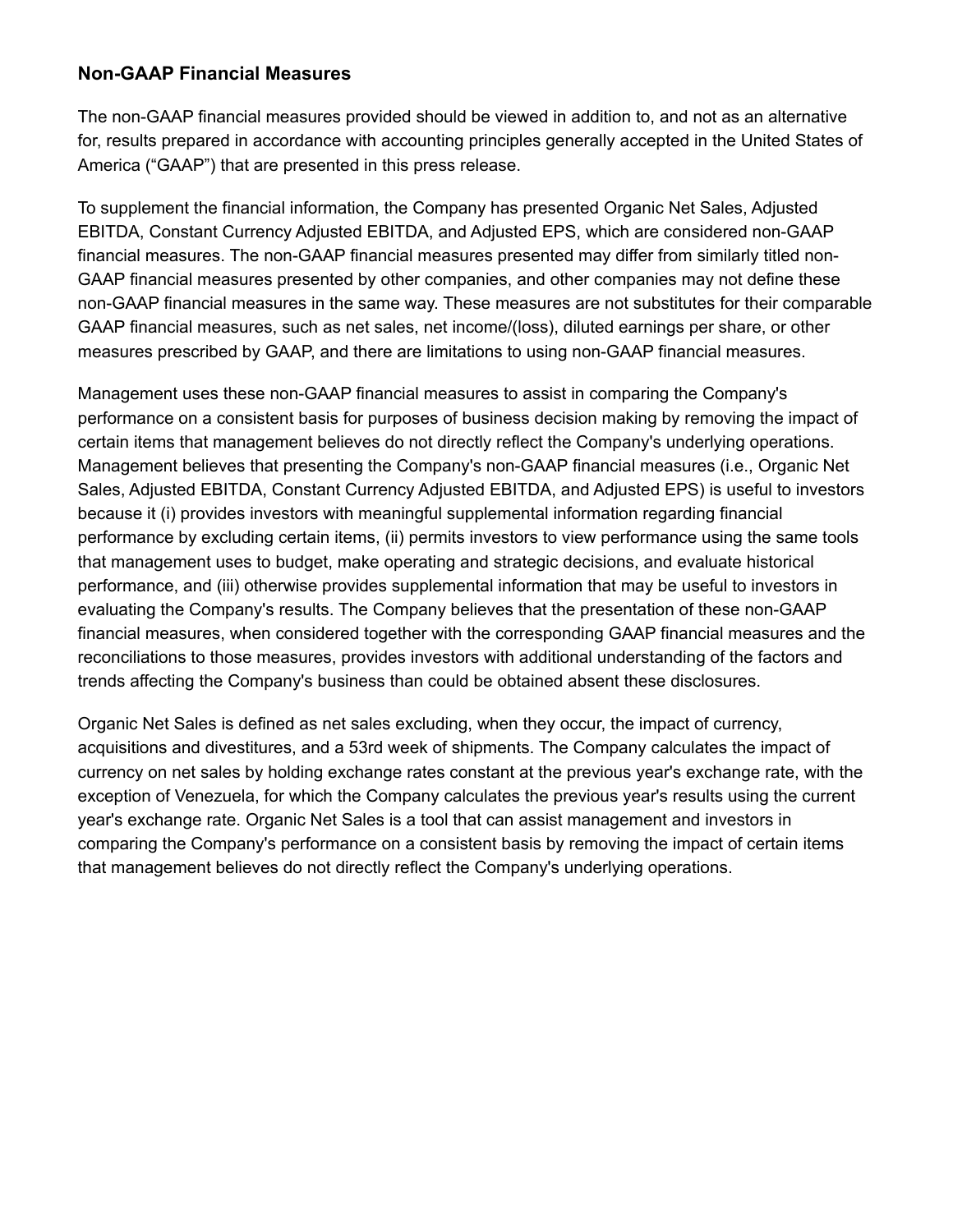### Non-GAAP Financial Measures

The non-GAAP financial measures provided should be viewed in addition to, and not as an alternative for, results prepared in accordance with accounting principles generally accepted in the United States of America (“GAAP”) that are presented in this press release.

To supplement the financial information, the Company has presented Organic Net Sales, Adjusted EBITDA, Constant Currency Adjusted EBITDA, and Adjusted EPS, which are considered non-GAAP financial measures. The non-GAAP financial measures presented may differ from similarly titled non-GAAP financial measures presented by other companies, and other companies may not define these non-GAAP financial measures in the same way. These measures are not substitutes for their comparable GAAP financial measures, such as net sales, net income/(loss), diluted earnings per share, or other measures prescribed by GAAP, and there are limitations to using non-GAAP financial measures.

Management uses these non-GAAP financial measures to assist in comparing the Company's performance on a consistent basis for purposes of business decision making by removing the impact of certain items that management believes do not directly reflect the Company's underlying operations. Management believes that presenting the Company's non-GAAP financial measures (i.e., Organic Net Sales, Adjusted EBITDA, Constant Currency Adjusted EBITDA, and Adjusted EPS) is useful to investors because it (i) provides investors with meaningful supplemental information regarding financial performance by excluding certain items, (ii) permits investors to view performance using the same tools that management uses to budget, make operating and strategic decisions, and evaluate historical performance, and (iii) otherwise provides supplemental information that may be useful to investors in evaluating the Company's results. The Company believes that the presentation of these non-GAAP financial measures, when considered together with the corresponding GAAP financial measures and the reconciliations to those measures, provides investors with additional understanding of the factors and trends affecting the Company's business than could be obtained absent these disclosures.

Organic Net Sales is defined as net sales excluding, when they occur, the impact of currency, acquisitions and divestitures, and a 53rd week of shipments. The Company calculates the impact of currency on net sales by holding exchange rates constant at the previous year's exchange rate, with the exception of Venezuela, for which the Company calculates the previous year's results using the current year's exchange rate. Organic Net Sales is a tool that can assist management and investors in comparing the Company's performance on a consistent basis by removing the impact of certain items that management believes do not directly reflect the Company's underlying operations.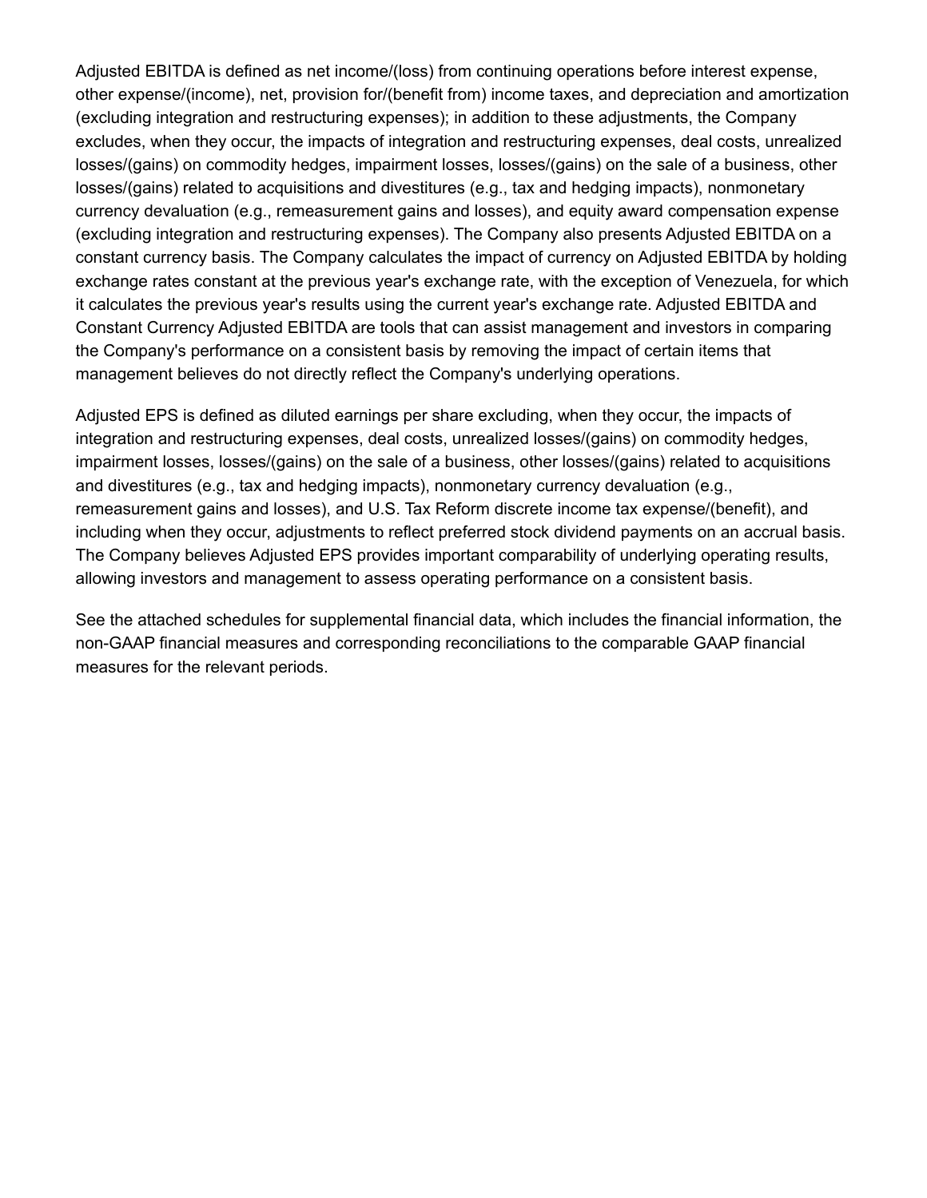Adjusted EBITDA is defined as net income/(loss) from continuing operations before interest expense, other expense/(income), net, provision for/(benefit from) income taxes, and depreciation and amortization (excluding integration and restructuring expenses); in addition to these adjustments, the Company excludes, when they occur, the impacts of integration and restructuring expenses, deal costs, unrealized losses/(gains) on commodity hedges, impairment losses, losses/(gains) on the sale of a business, other losses/(gains) related to acquisitions and divestitures (e.g., tax and hedging impacts), nonmonetary currency devaluation (e.g., remeasurement gains and losses), and equity award compensation expense (excluding integration and restructuring expenses). The Company also presents Adjusted EBITDA on a constant currency basis. The Company calculates the impact of currency on Adjusted EBITDA by holding exchange rates constant at the previous year's exchange rate, with the exception of Venezuela, for which it calculates the previous year's results using the current year's exchange rate. Adjusted EBITDA and Constant Currency Adjusted EBITDA are tools that can assist management and investors in comparing the Company's performance on a consistent basis by removing the impact of certain items that management believes do not directly reflect the Company's underlying operations.

Adjusted EPS is defined as diluted earnings per share excluding, when they occur, the impacts of integration and restructuring expenses, deal costs, unrealized losses/(gains) on commodity hedges, impairment losses, losses/(gains) on the sale of a business, other losses/(gains) related to acquisitions and divestitures (e.g., tax and hedging impacts), nonmonetary currency devaluation (e.g., remeasurement gains and losses), and U.S. Tax Reform discrete income tax expense/(benefit), and including when they occur, adjustments to reflect preferred stock dividend payments on an accrual basis. The Company believes Adjusted EPS provides important comparability of underlying operating results, allowing investors and management to assess operating performance on a consistent basis.

See the attached schedules for supplemental financial data, which includes the financial information, the non-GAAP financial measures and corresponding reconciliations to the comparable GAAP financial measures for the relevant periods.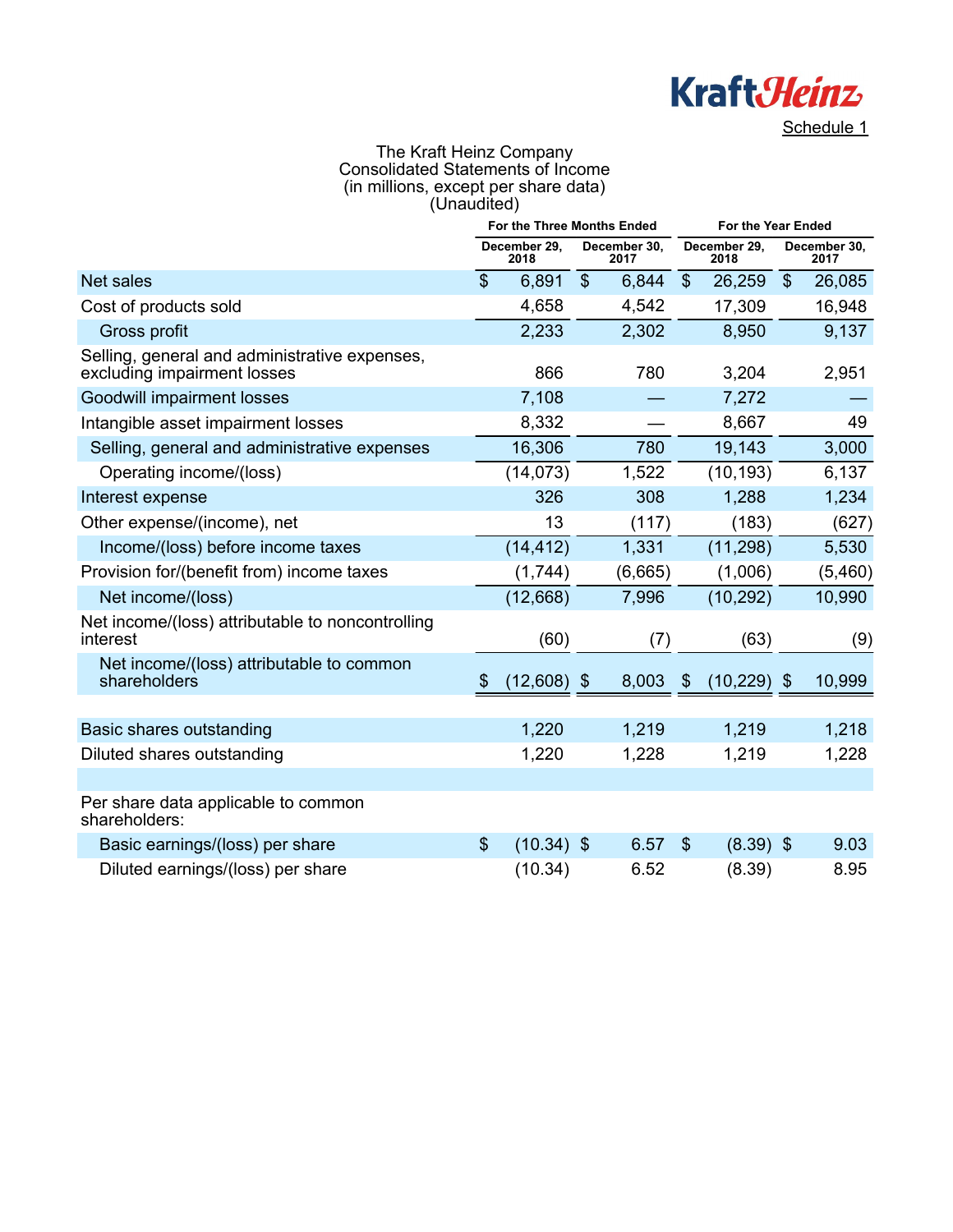Schedule 1

# The Kraft Heinz Company
## Consolidated Statements of Income
### (in millions, except per share data)
### (Unaudited)

| | For the Three Months Ended | | For the Year Ended | |
|---|---|---|---|---|
| | December 29, 2018 | December 30, 2017 | December 29, 2018 | December 30, 2017 |
| Net sales | $ 6,891 | $ 6,844 | $ 26,259 | $ 26,085 |
| Cost of products sold | 4,658 | 4,542 | 17,309 | 16,948 |
| Gross profit | 2,233 | 2,302 | 8,950 | 9,137 |
| Selling, general and administrative expenses, excluding impairment losses | 866 | 780 | 3,204 | 2,951 |
| Goodwill impairment losses | 7,108 | — | 7,272 | — |
| Intangible asset impairment losses | 8,332 | — | 8,667 | 49 |
| Selling, general and administrative expenses | 16,306 | 780 | 19,143 | 3,000 |
| Operating income/(loss) | (14,073) | 1,522 | (10,193) | 6,137 |
| Interest expense | 326 | 308 | 1,288 | 1,234 |
| Other expense/(income), net | 13 | (117) | (183) | (627) |
| Income/(loss) before income taxes | (14,412) | 1,331 | (11,298) | 5,530 |
| Provision for/(benefit from) income taxes | (1,744) | (6,665) | (1,006) | (5,460) |
| Net income/(loss) | (12,668) | 7,996 | (10,292) | 10,990 |
| Net income/(loss) attributable to noncontrolling interest | (60) | (7) | (63) | (9) |
| Net income/(loss) attributable to common shareholders | $ (12,608) | $ 8,003 | $ (10,229) | $ 10,999 |
| | | | | |
| Basic shares outstanding | 1,220 | 1,219 | 1,219 | 1,218 |
| Diluted shares outstanding | 1,220 | 1,228 | 1,219 | 1,228 |
| | | | | |
| Per share data applicable to common shareholders: | | | | |
| Basic earnings/(loss) per share | $ (10.34) | $ 6.57 | $ (8.39) | $ 9.03 |
| Diluted earnings/(loss) per share | (10.34) | 6.52 | (8.39) | 8.95 |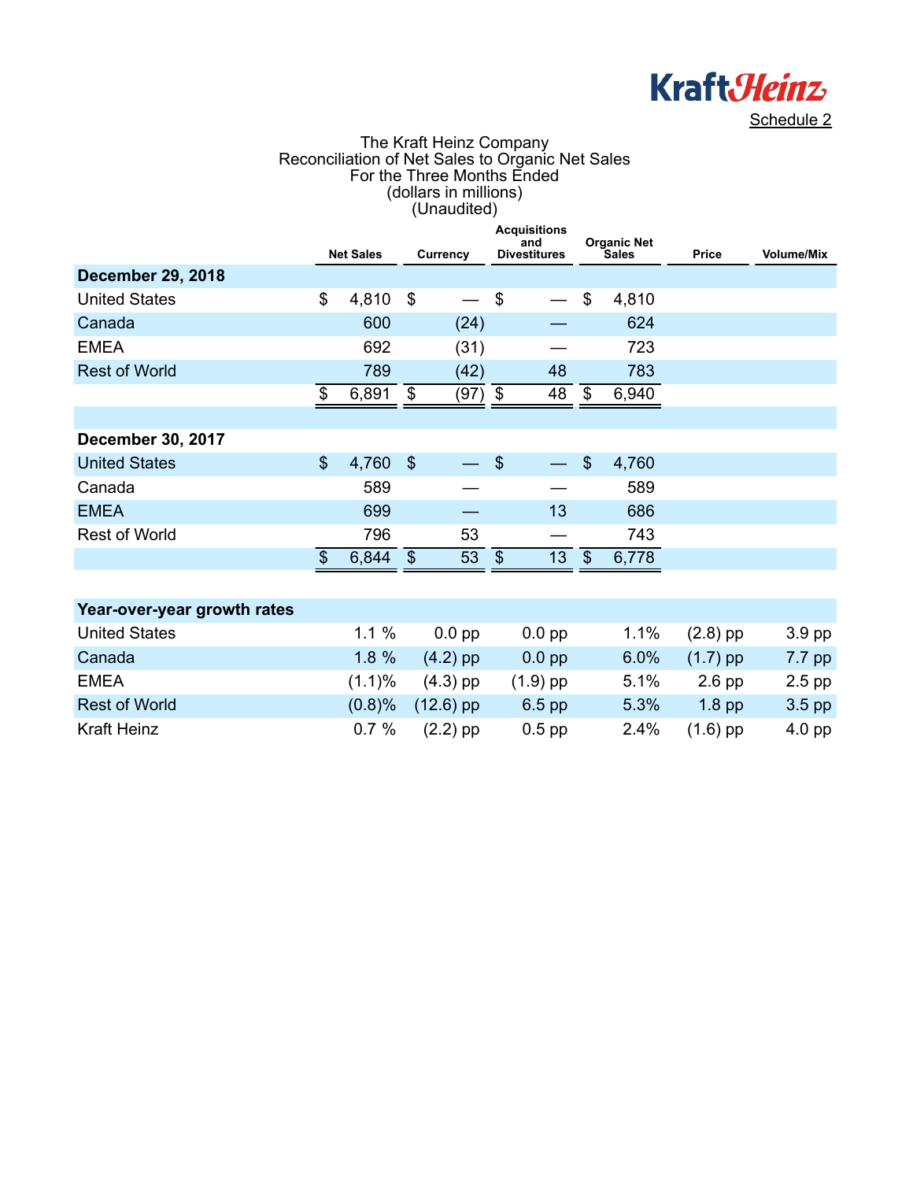Schedule 2

The Kraft Heinz Company
Reconciliation of Net Sales to Organic Net Sales
For the Three Months Ended
(dollars in millions)
(Unaudited)

| | Net Sales | Currency | Acquisitions and Divestitures | Organic Net Sales | Price | Volume/Mix |
|---|---|---|---|---|---|---|
| **December 29, 2018** | | | | | | |
| United States | $ 4,810 | $ — | $ — | $ 4,810 | | |
| Canada | 600 | (24) | — | 624 | | |
| EMEA | 692 | (31) | — | 723 | | |
| Rest of World | 789 | (42) | 48 | 783 | | |
| | $ 6,891 | $ (97) | $ 48 | $ 6,940 | | |
| | | | | | | |
| **December 30, 2017** | | | | | | |
| United States | $ 4,760 | $ — | $ — | $ 4,760 | | |
| Canada | 589 | — | — | 589 | | |
| EMEA | 699 | — | 13 | 686 | | |
| Rest of World | 796 | 53 | — | 743 | | |
| | $ 6,844 | $ 53 | $ 13 | $ 6,778 | | |
| | | | | | | |
| **Year-over-year growth rates** | | | | | | |
| United States | 1.1 % | 0.0 pp | 0.0 pp | 1.1% | (2.8) pp | 3.9 pp |
| Canada | 1.8 % | (4.2) pp | 0.0 pp | 6.0% | (1.7) pp | 7.7 pp |
| EMEA | (1.1)% | (4.3) pp | (1.9) pp | 5.1% | 2.6 pp | 2.5 pp |
| Rest of World | (0.8)% | (12.6) pp | 6.5 pp | 5.3% | 1.8 pp | 3.5 pp |
| Kraft Heinz | 0.7 % | (2.2) pp | 0.5 pp | 2.4% | (1.6) pp | 4.0 pp |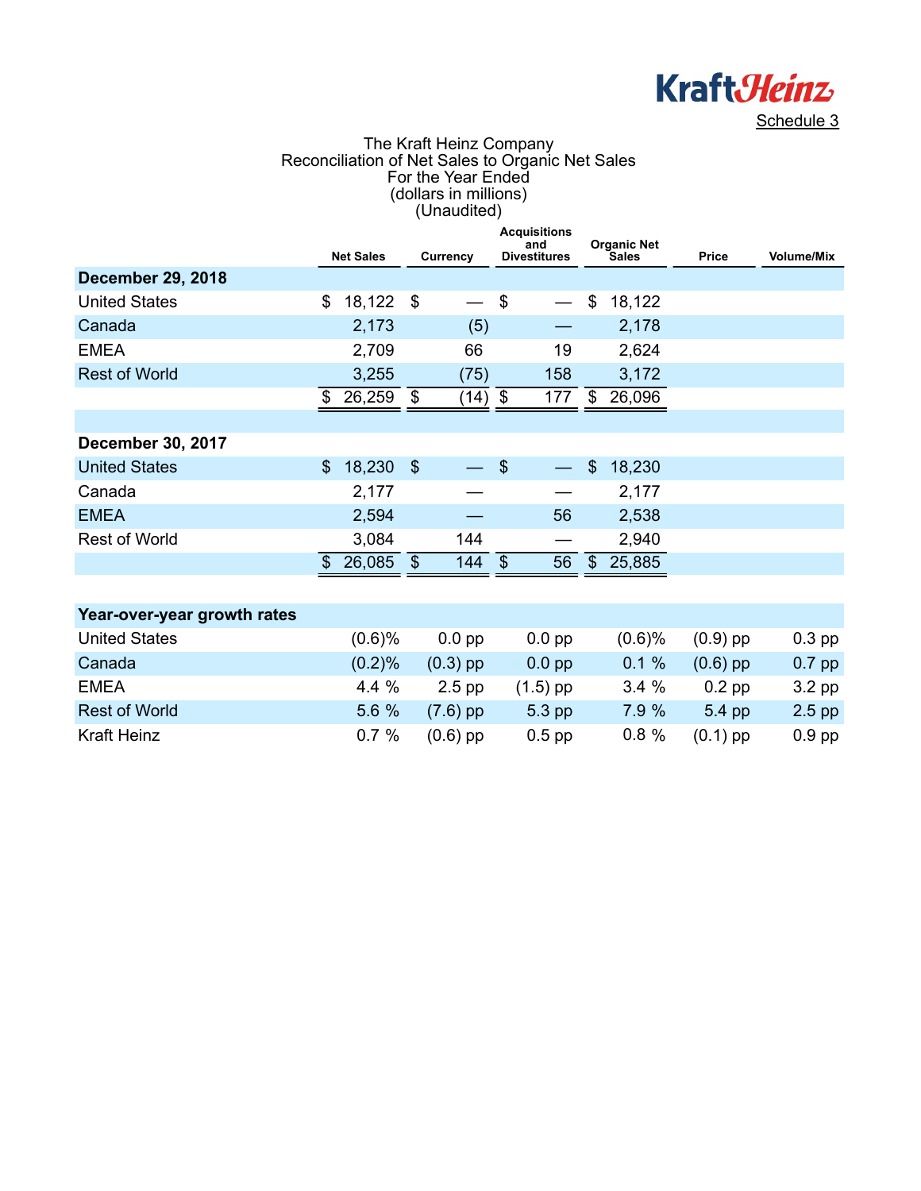KraftHeinz

Schedule 3

The Kraft Heinz Company
Reconciliation of Net Sales to Organic Net Sales
For the Year Ended
(dollars in millions)
(Unaudited)

| | Net Sales | Currency | Acquisitions and Divestitures | Organic Net Sales | Price | Volume/Mix |
|---|---|---|---|---|---|---|
| **December 29, 2018** | | | | | | |
| United States | $ 18,122 | $ — | $ — | $ 18,122 | | |
| Canada | 2,173 | (5) | — | 2,178 | | |
| EMEA | 2,709 | 66 | 19 | 2,624 | | |
| Rest of World | 3,255 | (75) | 158 | 3,172 | | |
| | $ 26,259 | $ (14) | $ 177 | $ 26,096 | | |
| | | | | | | |
| **December 30, 2017** | | | | | | |
| United States | $ 18,230 | $ — | $ — | $ 18,230 | | |
| Canada | 2,177 | — | — | 2,177 | | |
| EMEA | 2,594 | — | 56 | 2,538 | | |
| Rest of World | 3,084 | 144 | — | 2,940 | | |
| | $ 26,085 | $ 144 | $ 56 | $ 25,885 | | |
| | | | | | | |
| **Year-over-year growth rates** | | | | | | |
| United States | (0.6)% | 0.0 pp | 0.0 pp | (0.6)% | (0.9) pp | 0.3 pp |
| Canada | (0.2)% | (0.3) pp | 0.0 pp | 0.1 % | (0.6) pp | 0.7 pp |
| EMEA | 4.4 % | 2.5 pp | (1.5) pp | 3.4 % | 0.2 pp | 3.2 pp |
| Rest of World | 5.6 % | (7.6) pp | 5.3 pp | 7.9 % | 5.4 pp | 2.5 pp |
| Kraft Heinz | 0.7 % | (0.6) pp | 0.5 pp | 0.8 % | (0.1) pp | 0.9 pp |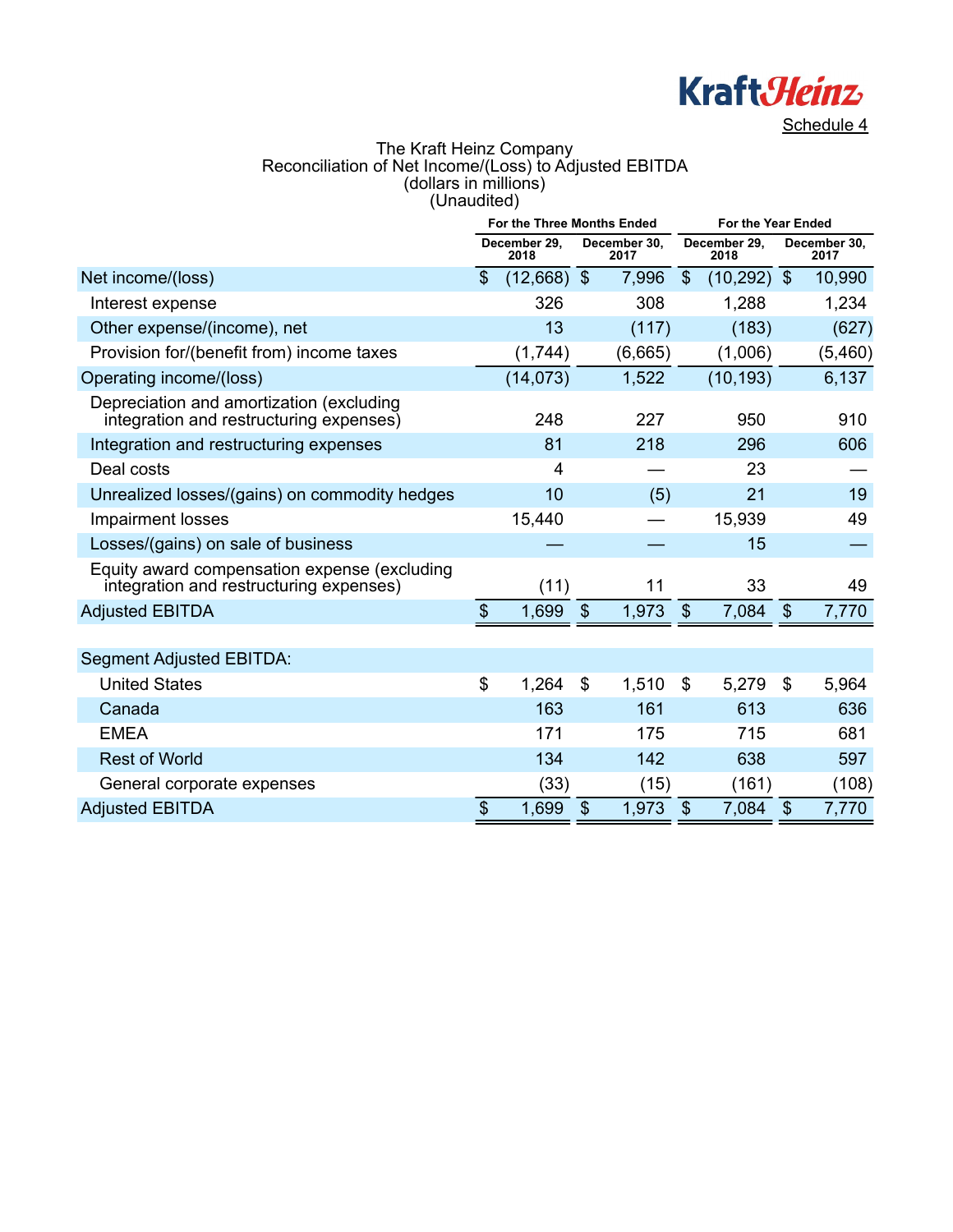Schedule 4

# The Kraft Heinz Company
## Reconciliation of Net Income/(Loss) to Adjusted EBITDA
(dollars in millions)
(Unaudited)

| | For the Three Months Ended | | For the Year Ended | |
|---|---|---|---|---|
| | December 29, 2018 | December 30, 2017 | December 29, 2018 | December 30, 2017 |
| Net income/(loss) | $ (12,668) | $ 7,996 | $ (10,292) | $ 10,990 |
| Interest expense | 326 | 308 | 1,288 | 1,234 |
| Other expense/(income), net | 13 | (117) | (183) | (627) |
| Provision for/(benefit from) income taxes | (1,744) | (6,665) | (1,006) | (5,460) |
| Operating income/(loss) | (14,073) | 1,522 | (10,193) | 6,137 |
| Depreciation and amortization (excluding integration and restructuring expenses) | 248 | 227 | 950 | 910 |
| Integration and restructuring expenses | 81 | 218 | 296 | 606 |
| Deal costs | 4 | — | 23 | — |
| Unrealized losses/(gains) on commodity hedges | 10 | (5) | 21 | 19 |
| Impairment losses | 15,440 | — | 15,939 | 49 |
| Losses/(gains) on sale of business | — | — | 15 | — |
| Equity award compensation expense (excluding integration and restructuring expenses) | (11) | 11 | 33 | 49 |
| Adjusted EBITDA | $ 1,699 | $ 1,973 | $ 7,084 | $ 7,770 |
| | | | | |
| Segment Adjusted EBITDA: | | | | |
| United States | $ 1,264 | $ 1,510 | $ 5,279 | $ 5,964 |
| Canada | 163 | 161 | 613 | 636 |
| EMEA | 171 | 175 | 715 | 681 |
| Rest of World | 134 | 142 | 638 | 597 |
| General corporate expenses | (33) | (15) | (161) | (108) |
| Adjusted EBITDA | $ 1,699 | $ 1,973 | $ 7,084 | $ 7,770 |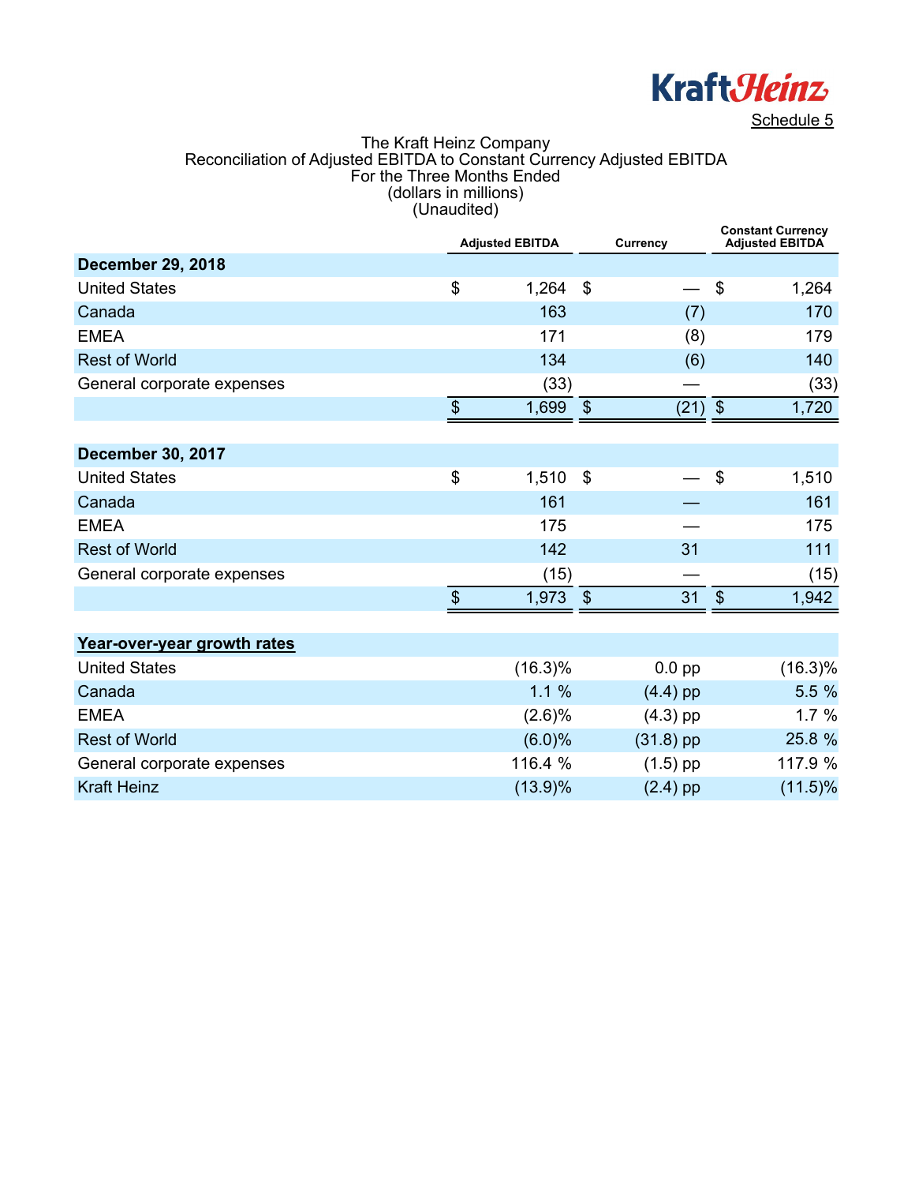KraftHeinz

Schedule 5

The Kraft Heinz Company
Reconciliation of Adjusted EBITDA to Constant Currency Adjusted EBITDA
For the Three Months Ended
(dollars in millions)
(Unaudited)

| | Adjusted EBITDA | Currency | Constant Currency Adjusted EBITDA |
|---|---|---|---|
| **December 29, 2018** | | | |
| United States | $ 1,264 | $ — | $ 1,264 |
| Canada | 163 | (7) | 170 |
| EMEA | 171 | (8) | 179 |
| Rest of World | 134 | (6) | 140 |
| General corporate expenses | (33) | — | (33) |
| | $ 1,699 | $ (21) | $ 1,720 |
| **December 30, 2017** | | | |
| United States | $ 1,510 | $ — | $ 1,510 |
| Canada | 161 | — | 161 |
| EMEA | 175 | — | 175 |
| Rest of World | 142 | 31 | 111 |
| General corporate expenses | (15) | — | (15) |
| | $ 1,973 | $ 31 | $ 1,942 |
| **Year-over-year growth rates** | | | |
| United States | (16.3)% | 0.0 pp | (16.3)% |
| Canada | 1.1 % | (4.4) pp | 5.5 % |
| EMEA | (2.6)% | (4.3) pp | 1.7 % |
| Rest of World | (6.0)% | (31.8) pp | 25.8 % |
| General corporate expenses | 116.4 % | (1.5) pp | 117.9 % |
| Kraft Heinz | (13.9)% | (2.4) pp | (11.5)% |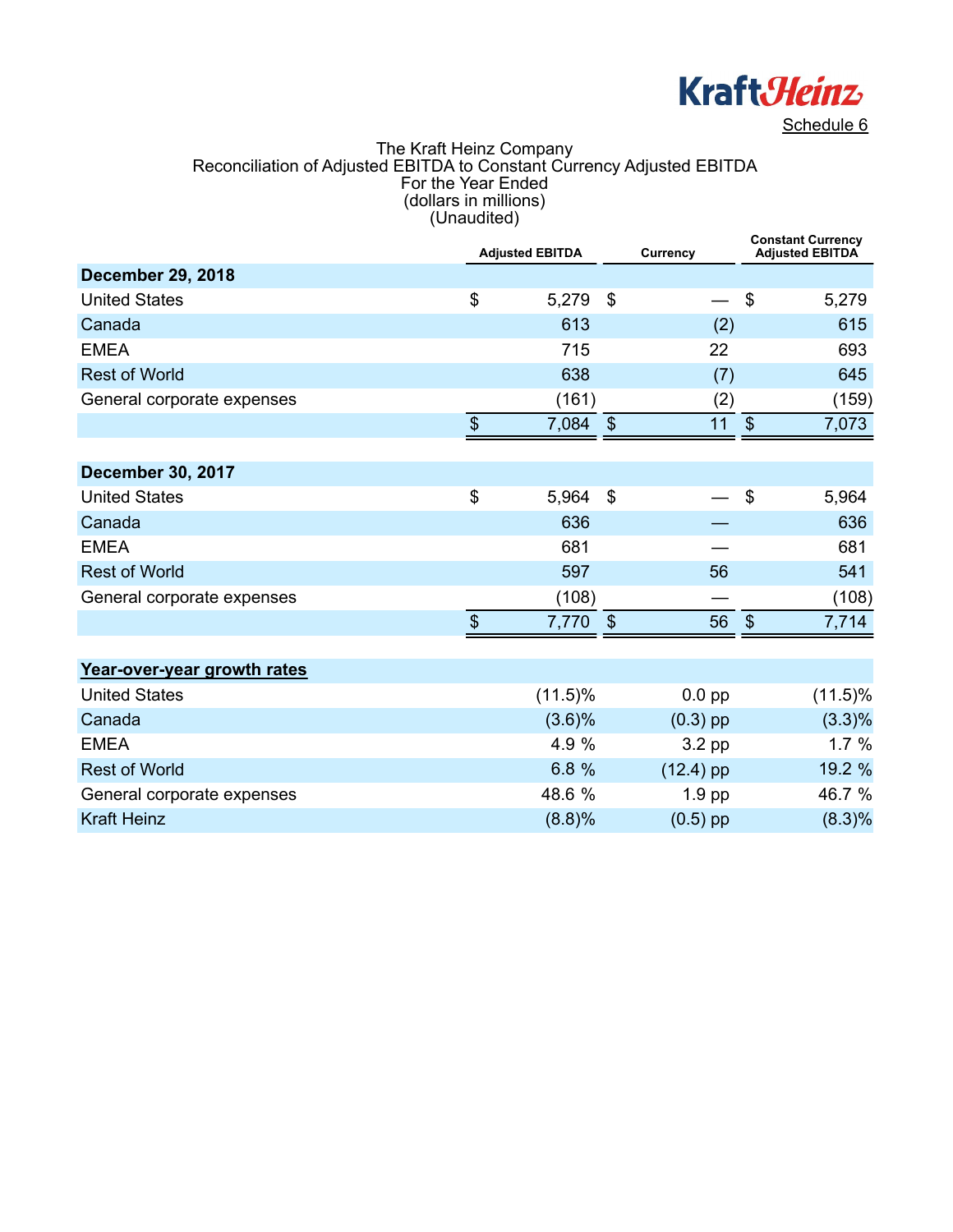Schedule 6

The Kraft Heinz Company
Reconciliation of Adjusted EBITDA to Constant Currency Adjusted EBITDA
For the Year Ended
(dollars in millions)
(Unaudited)

| | Adjusted EBITDA | Currency | Constant Currency Adjusted EBITDA |
|---|---|---|---|
| **December 29, 2018** | | | |
| United States | $ 5,279 | $ — | $ 5,279 |
| Canada | 613 | (2) | 615 |
| EMEA | 715 | 22 | 693 |
| Rest of World | 638 | (7) | 645 |
| General corporate expenses | (161) | (2) | (159) |
| | $ 7,084 | $ 11 | $ 7,073 |
| **December 30, 2017** | | | |
| United States | $ 5,964 | $ — | $ 5,964 |
| Canada | 636 | — | 636 |
| EMEA | 681 | — | 681 |
| Rest of World | 597 | 56 | 541 |
| General corporate expenses | (108) | — | (108) |
| | $ 7,770 | $ 56 | $ 7,714 |
| **Year-over-year growth rates** | | | |
| United States | (11.5)% | 0.0 pp | (11.5)% |
| Canada | (3.6)% | (0.3) pp | (3.3)% |
| EMEA | 4.9 % | 3.2 pp | 1.7 % |
| Rest of World | 6.8 % | (12.4) pp | 19.2 % |
| General corporate expenses | 48.6 % | 1.9 pp | 46.7 % |
| Kraft Heinz | (8.8)% | (0.5) pp | (8.3)% |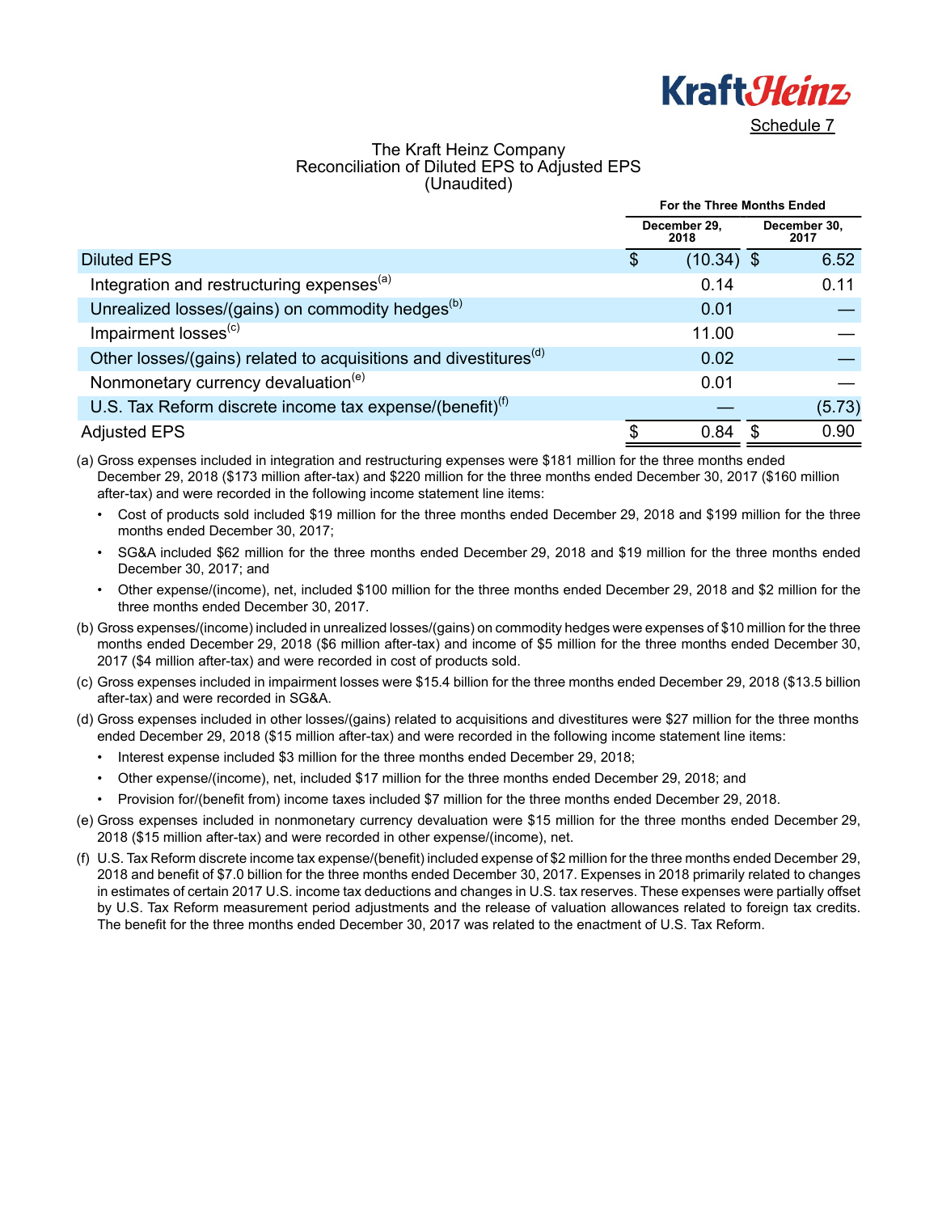Schedule 7

**The Kraft Heinz Company**
**Reconciliation of Diluted EPS to Adjusted EPS**
**(Unaudited)**

| | For the Three Months Ended | |
|---|---|---|
| | December 29, 2018 | December 30, 2017 |
| Diluted EPS | $ (10.34) | $ 6.52 |
| Integration and restructuring expenses[(a)] | 0.14 | 0.11 |
| Unrealized losses/(gains) on commodity hedges[(b)] | 0.01 | — |
| Impairment losses[(c)] | 11.00 | — |
| Other losses/(gains) related to acquisitions and divestitures[(d)] | 0.02 | — |
| Nonmonetary currency devaluation[(e)] | 0.01 | — |
| U.S. Tax Reform discrete income tax expense/(benefit)[(f)] | — | (5.73) |
| Adjusted EPS | $ 0.84 | $ 0.90 |

(a) Gross expenses included in integration and restructuring expenses were $181 million for the three months ended December 29, 2018 ($173 million after-tax) and $220 million for the three months ended December 30, 2017 ($160 million after-tax) and were recorded in the following income statement line items:

- Cost of products sold included $19 million for the three months ended December 29, 2018 and $199 million for the three months ended December 30, 2017;
- SG&A included $62 million for the three months ended December 29, 2018 and $19 million for the three months ended December 30, 2017; and
- Other expense/(income), net, included $100 million for the three months ended December 29, 2018 and $2 million for the three months ended December 30, 2017.

(b) Gross expenses/(income) included in unrealized losses/(gains) on commodity hedges were expenses of $10 million for the three months ended December 29, 2018 ($6 million after-tax) and income of $5 million for the three months ended December 30, 2017 ($4 million after-tax) and were recorded in cost of products sold.

(c) Gross expenses included in impairment losses were $15.4 billion for the three months ended December 29, 2018 ($13.5 billion after-tax) and were recorded in SG&A.

(d) Gross expenses included in other losses/(gains) related to acquisitions and divestitures were $27 million for the three months ended December 29, 2018 ($15 million after-tax) and were recorded in the following income statement line items:

- Interest expense included $3 million for the three months ended December 29, 2018;
- Other expense/(income), net, included $17 million for the three months ended December 29, 2018; and
- Provision for/(benefit from) income taxes included $7 million for the three months ended December 29, 2018.

(e) Gross expenses included in nonmonetary currency devaluation were $15 million for the three months ended December 29, 2018 ($15 million after-tax) and were recorded in other expense/(income), net.

(f) U.S. Tax Reform discrete income tax expense/(benefit) included expense of $2 million for the three months ended December 29, 2018 and benefit of $7.0 billion for the three months ended December 30, 2017. Expenses in 2018 primarily related to changes in estimates of certain 2017 U.S. income tax deductions and changes in U.S. tax reserves. These expenses were partially offset by U.S. Tax Reform measurement period adjustments and the release of valuation allowances related to foreign tax credits. The benefit for the three months ended December 30, 2017 was related to the enactment of U.S. Tax Reform.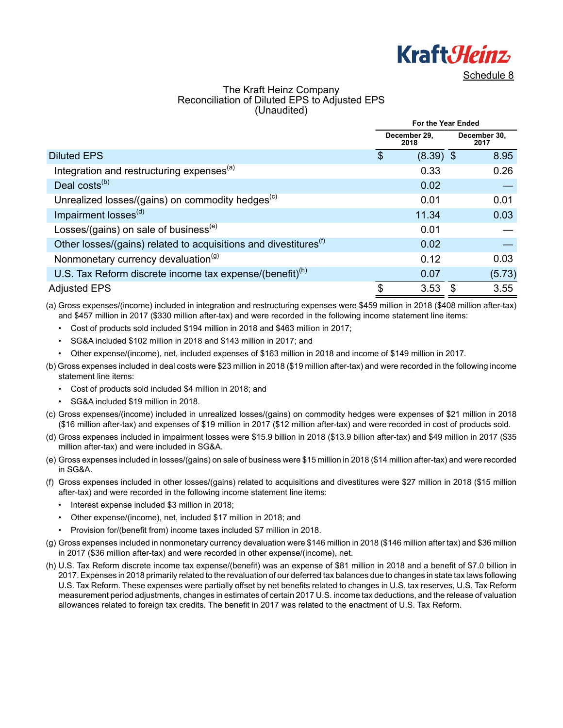Kraft Heinz

Schedule 8

# The Kraft Heinz Company
## Reconciliation of Diluted EPS to Adjusted EPS
### (Unaudited)

| | For the Year Ended | |
|---|---|---|
| | December 29, 2018 | December 30, 2017 |
| Diluted EPS | $ (8.39) | $ 8.95 |
| Integration and restructuring expenses[(a)] | 0.33 | 0.26 |
| Deal costs[(b)] | 0.02 | — |
| Unrealized losses/(gains) on commodity hedges[(c)] | 0.01 | 0.01 |
| Impairment losses[(d)] | 11.34 | 0.03 |
| Losses/(gains) on sale of business[(e)] | 0.01 | — |
| Other losses/(gains) related to acquisitions and divestitures[(f)] | 0.02 | — |
| Nonmonetary currency devaluation[(g)] | 0.12 | 0.03 |
| U.S. Tax Reform discrete income tax expense/(benefit)[(h)] | 0.07 | (5.73) |
| Adjusted EPS | $ 3.53 | $ 3.55 |

(a) Gross expenses/(income) included in integration and restructuring expenses were $459 million in 2018 ($408 million after-tax) and $457 million in 2017 ($330 million after-tax) and were recorded in the following income statement line items:

- Cost of products sold included $194 million in 2018 and $463 million in 2017;
- SG&A included $102 million in 2018 and $143 million in 2017; and
- Other expense/(income), net, included expenses of $163 million in 2018 and income of $149 million in 2017.

(b) Gross expenses included in deal costs were $23 million in 2018 ($19 million after-tax) and were recorded in the following income statement line items:

- Cost of products sold included $4 million in 2018; and
- SG&A included $19 million in 2018.

(c) Gross expenses/(income) included in unrealized losses/(gains) on commodity hedges were expenses of $21 million in 2018 ($16 million after-tax) and expenses of $19 million in 2017 ($12 million after-tax) and were recorded in cost of products sold.

(d) Gross expenses included in impairment losses were $15.9 billion in 2018 ($13.9 billion after-tax) and $49 million in 2017 ($35 million after-tax) and were included in SG&A.

(e) Gross expenses included in losses/(gains) on sale of business were $15 million in 2018 ($14 million after-tax) and were recorded in SG&A.

(f) Gross expenses included in other losses/(gains) related to acquisitions and divestitures were $27 million in 2018 ($15 million after-tax) and were recorded in the following income statement line items:

- Interest expense included $3 million in 2018;
- Other expense/(income), net, included $17 million in 2018; and
- Provision for/(benefit from) income taxes included $7 million in 2018.

(g) Gross expenses included in nonmonetary currency devaluation were $146 million in 2018 ($146 million after tax) and $36 million in 2017 ($36 million after-tax) and were recorded in other expense/(income), net.

(h) U.S. Tax Reform discrete income tax expense/(benefit) was an expense of $81 million in 2018 and a benefit of $7.0 billion in 2017. Expenses in 2018 primarily related to the revaluation of our deferred tax balances due to changes in state tax laws following U.S. Tax Reform. These expenses were partially offset by net benefits related to changes in U.S. tax reserves, U.S. Tax Reform measurement period adjustments, changes in estimates of certain 2017 U.S. income tax deductions, and the release of valuation allowances related to foreign tax credits. The benefit in 2017 was related to the enactment of U.S. Tax Reform.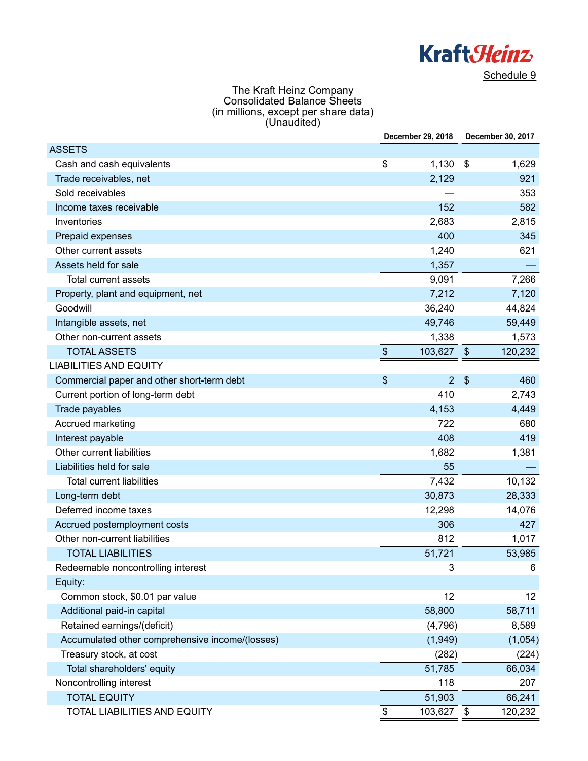KraftHeinz

Schedule 9

The Kraft Heinz Company
Consolidated Balance Sheets
(in millions, except per share data)
(Unaudited)

| | December 29, 2018 | December 30, 2017 |
|---|---|---|
| ASSETS | | |
| Cash and cash equivalents | $ 1,130 | $ 1,629 |
| Trade receivables, net | 2,129 | 921 |
| Sold receivables | — | 353 |
| Income taxes receivable | 152 | 582 |
| Inventories | 2,683 | 2,815 |
| Prepaid expenses | 400 | 345 |
| Other current assets | 1,240 | 621 |
| Assets held for sale | 1,357 | — |
| Total current assets | 9,091 | 7,266 |
| Property, plant and equipment, net | 7,212 | 7,120 |
| Goodwill | 36,240 | 44,824 |
| Intangible assets, net | 49,746 | 59,449 |
| Other non-current assets | 1,338 | 1,573 |
| TOTAL ASSETS | $ 103,627 | $ 120,232 |
| LIABILITIES AND EQUITY | | |
| Commercial paper and other short-term debt | $ 2 | $ 460 |
| Current portion of long-term debt | 410 | 2,743 |
| Trade payables | 4,153 | 4,449 |
| Accrued marketing | 722 | 680 |
| Interest payable | 408 | 419 |
| Other current liabilities | 1,682 | 1,381 |
| Liabilities held for sale | 55 | — |
| Total current liabilities | 7,432 | 10,132 |
| Long-term debt | 30,873 | 28,333 |
| Deferred income taxes | 12,298 | 14,076 |
| Accrued postemployment costs | 306 | 427 |
| Other non-current liabilities | 812 | 1,017 |
| TOTAL LIABILITIES | 51,721 | 53,985 |
| Redeemable noncontrolling interest | 3 | 6 |
| Equity: | | |
| Common stock, $0.01 par value | 12 | 12 |
| Additional paid-in capital | 58,800 | 58,711 |
| Retained earnings/(deficit) | (4,796) | 8,589 |
| Accumulated other comprehensive income/(losses) | (1,949) | (1,054) |
| Treasury stock, at cost | (282) | (224) |
| Total shareholders' equity | 51,785 | 66,034 |
| Noncontrolling interest | 118 | 207 |
| TOTAL EQUITY | 51,903 | 66,241 |
| TOTAL LIABILITIES AND EQUITY | $ 103,627 | $ 120,232 |